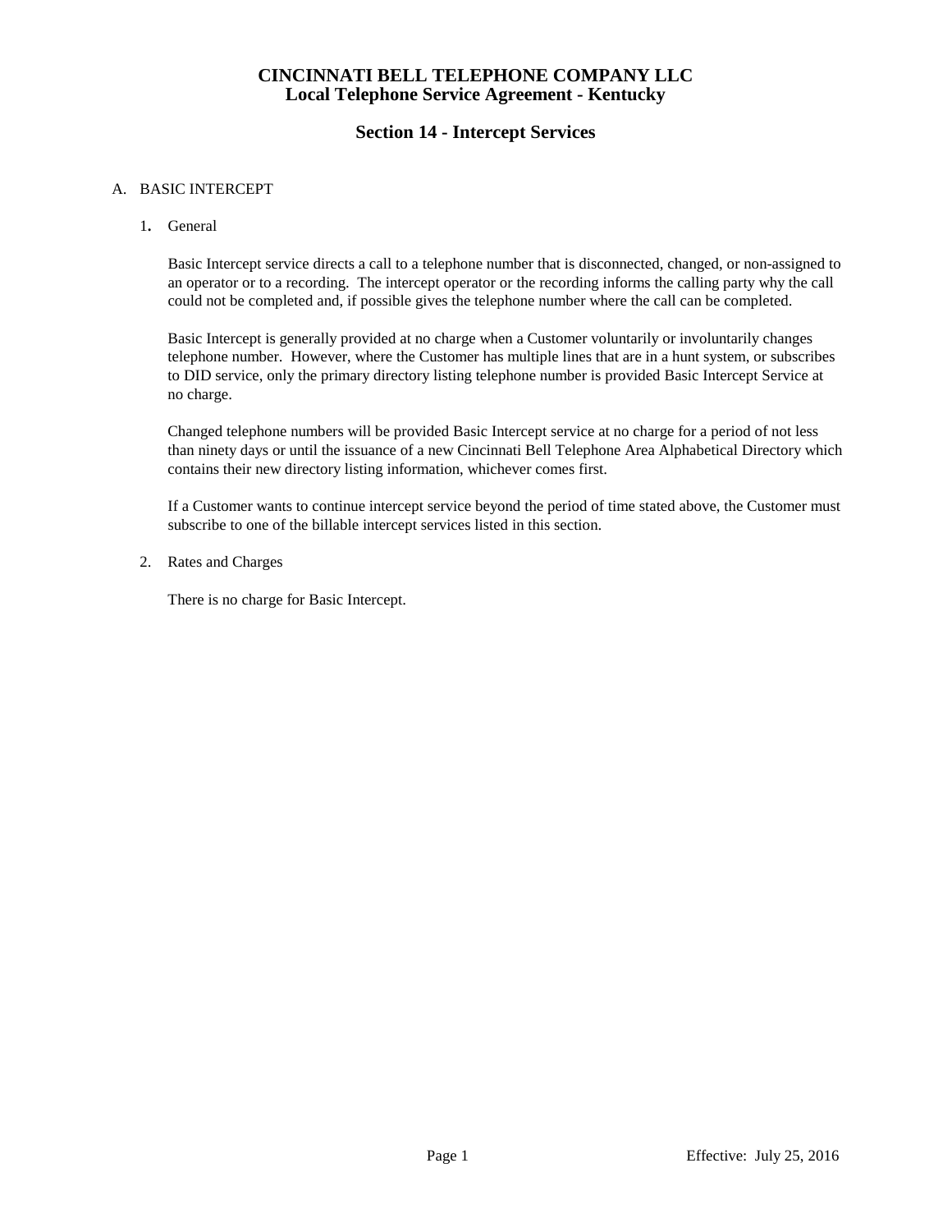# CINCINNATI BELL TELEPHONE COMPANY LLC
# Local Telephone Service Agreement - Kentucky

## Section 14 - Intercept Services

### A. BASIC INTERCEPT

#### 1. General

Basic Intercept service directs a call to a telephone number that is disconnected, changed, or non-assigned to an operator or to a recording. The intercept operator or the recording informs the calling party why the call could not be completed and, if possible gives the telephone number where the call can be completed.

Basic Intercept is generally provided at no charge when a Customer voluntarily or involuntarily changes telephone number. However, where the Customer has multiple lines that are in a hunt system, or subscribes to DID service, only the primary directory listing telephone number is provided Basic Intercept Service at no charge.

Changed telephone numbers will be provided Basic Intercept service at no charge for a period of not less than ninety days or until the issuance of a new Cincinnati Bell Telephone Area Alphabetical Directory which contains their new directory listing information, whichever comes first.

If a Customer wants to continue intercept service beyond the period of time stated above, the Customer must subscribe to one of the billable intercept services listed in this section.

#### 2. Rates and Charges

There is no charge for Basic Intercept.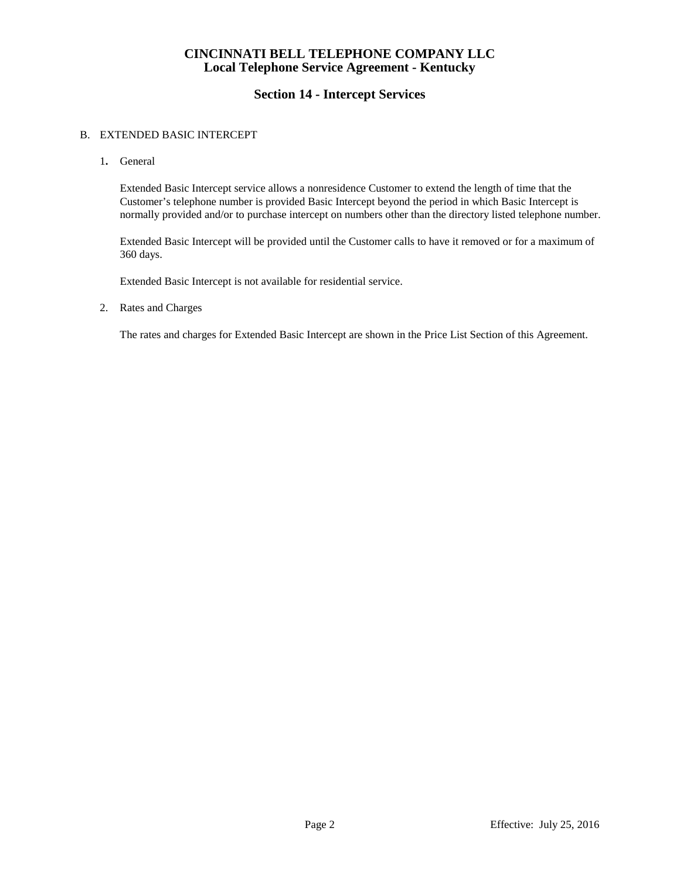# CINCINNATI BELL TELEPHONE COMPANY LLC
## Local Telephone Service Agreement - Kentucky

## Section 14 - Intercept Services

B. EXTENDED BASIC INTERCEPT

1. General

   Extended Basic Intercept service allows a nonresidence Customer to extend the length of time that the Customer's telephone number is provided Basic Intercept beyond the period in which Basic Intercept is normally provided and/or to purchase intercept on numbers other than the directory listed telephone number.

   Extended Basic Intercept will be provided until the Customer calls to have it removed or for a maximum of 360 days.

   Extended Basic Intercept is not available for residential service.

2. Rates and Charges

   The rates and charges for Extended Basic Intercept are shown in the Price List Section of this Agreement.

Effective: July 25, 2016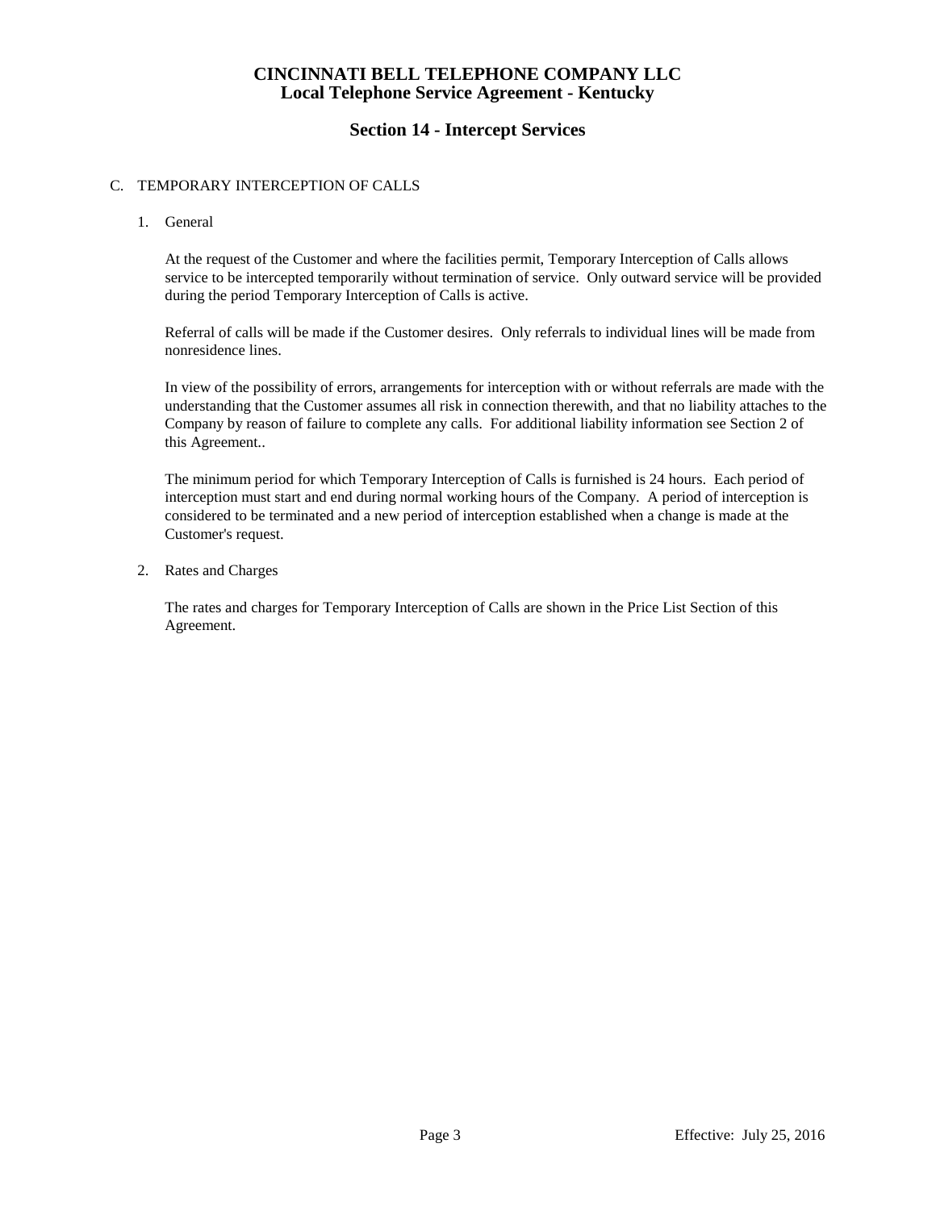## C. TEMPORARY INTERCEPTION OF CALLS

### 1. General

At the request of the Customer and where the facilities permit, Temporary Interception of Calls allows service to be intercepted temporarily without termination of service. Only outward service will be provided during the period Temporary Interception of Calls is active.

Referral of calls will be made if the Customer desires. Only referrals to individual lines will be made from nonresidence lines.

In view of the possibility of errors, arrangements for interception with or without referrals are made with the understanding that the Customer assumes all risk in connection therewith, and that no liability attaches to the Company by reason of failure to complete any calls. For additional liability information see Section 2 of this Agreement..

The minimum period for which Temporary Interception of Calls is furnished is 24 hours. Each period of interception must start and end during normal working hours of the Company. A period of interception is considered to be terminated and a new period of interception established when a change is made at the Customer's request.

### 2. Rates and Charges

The rates and charges for Temporary Interception of Calls are shown in the Price List Section of this Agreement.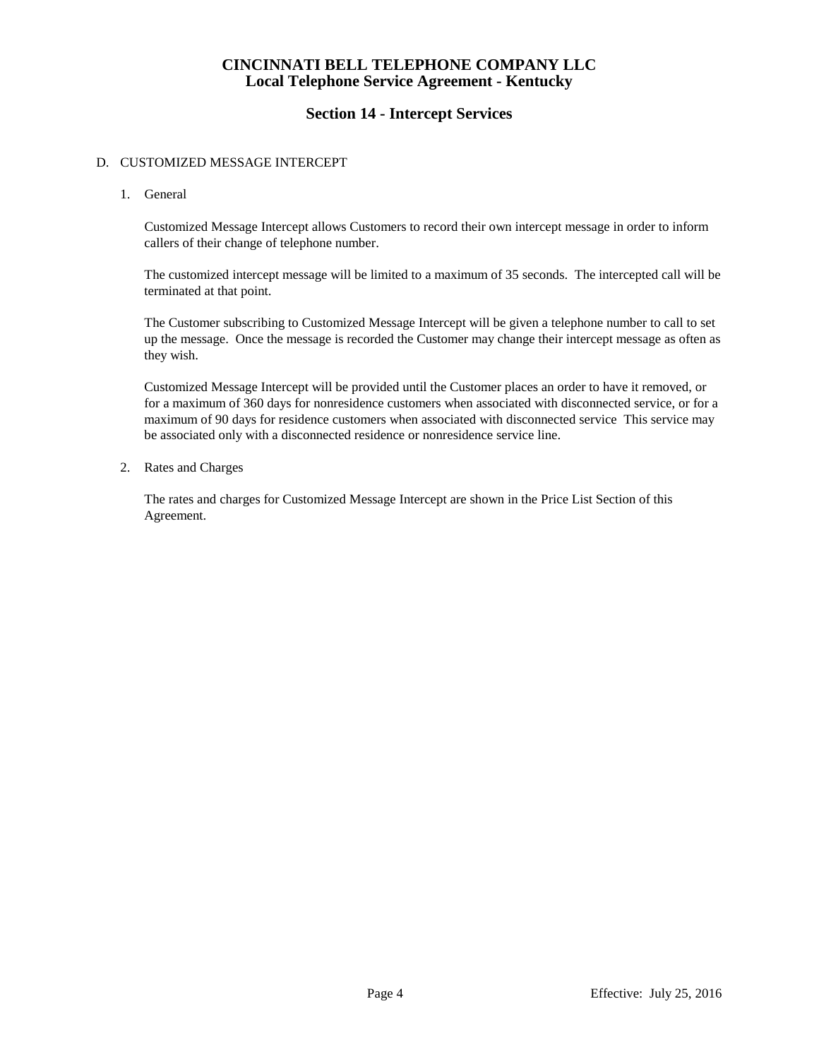D. CUSTOMIZED MESSAGE INTERCEPT

1. General

   Customized Message Intercept allows Customers to record their own intercept message in order to inform callers of their change of telephone number.

   The customized intercept message will be limited to a maximum of 35 seconds. The intercepted call will be terminated at that point.

   The Customer subscribing to Customized Message Intercept will be given a telephone number to call to set up the message. Once the message is recorded the Customer may change their intercept message as often as they wish.

   Customized Message Intercept will be provided until the Customer places an order to have it removed, or for a maximum of 360 days for nonresidence customers when associated with disconnected service, or for a maximum of 90 days for residence customers when associated with disconnected service This service may be associated only with a disconnected residence or nonresidence service line.

2. Rates and Charges

   The rates and charges for Customized Message Intercept are shown in the Price List Section of this Agreement.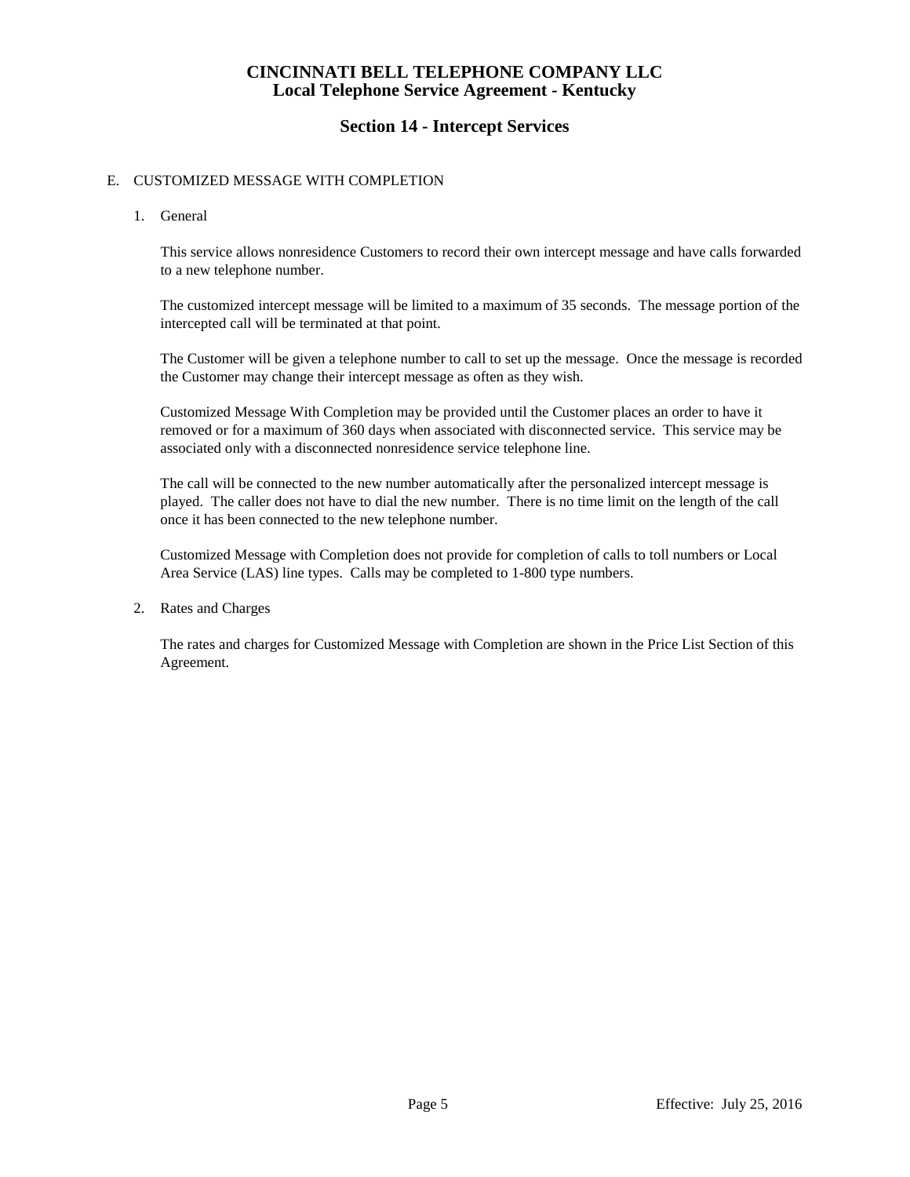# CINCINNATI BELL TELEPHONE COMPANY LLC
## Local Telephone Service Agreement - Kentucky

## Section 14 - Intercept Services

E. CUSTOMIZED MESSAGE WITH COMPLETION

1. General

   This service allows nonresidence Customers to record their own intercept message and have calls forwarded to a new telephone number.

   The customized intercept message will be limited to a maximum of 35 seconds. The message portion of the intercepted call will be terminated at that point.

   The Customer will be given a telephone number to call to set up the message. Once the message is recorded the Customer may change their intercept message as often as they wish.

   Customized Message With Completion may be provided until the Customer places an order to have it removed or for a maximum of 360 days when associated with disconnected service. This service may be associated only with a disconnected nonresidence service telephone line.

   The call will be connected to the new number automatically after the personalized intercept message is played. The caller does not have to dial the new number. There is no time limit on the length of the call once it has been connected to the new telephone number.

   Customized Message with Completion does not provide for completion of calls to toll numbers or Local Area Service (LAS) line types. Calls may be completed to 1-800 type numbers.

2. Rates and Charges

   The rates and charges for Customized Message with Completion are shown in the Price List Section of this Agreement.

Effective: July 25, 2016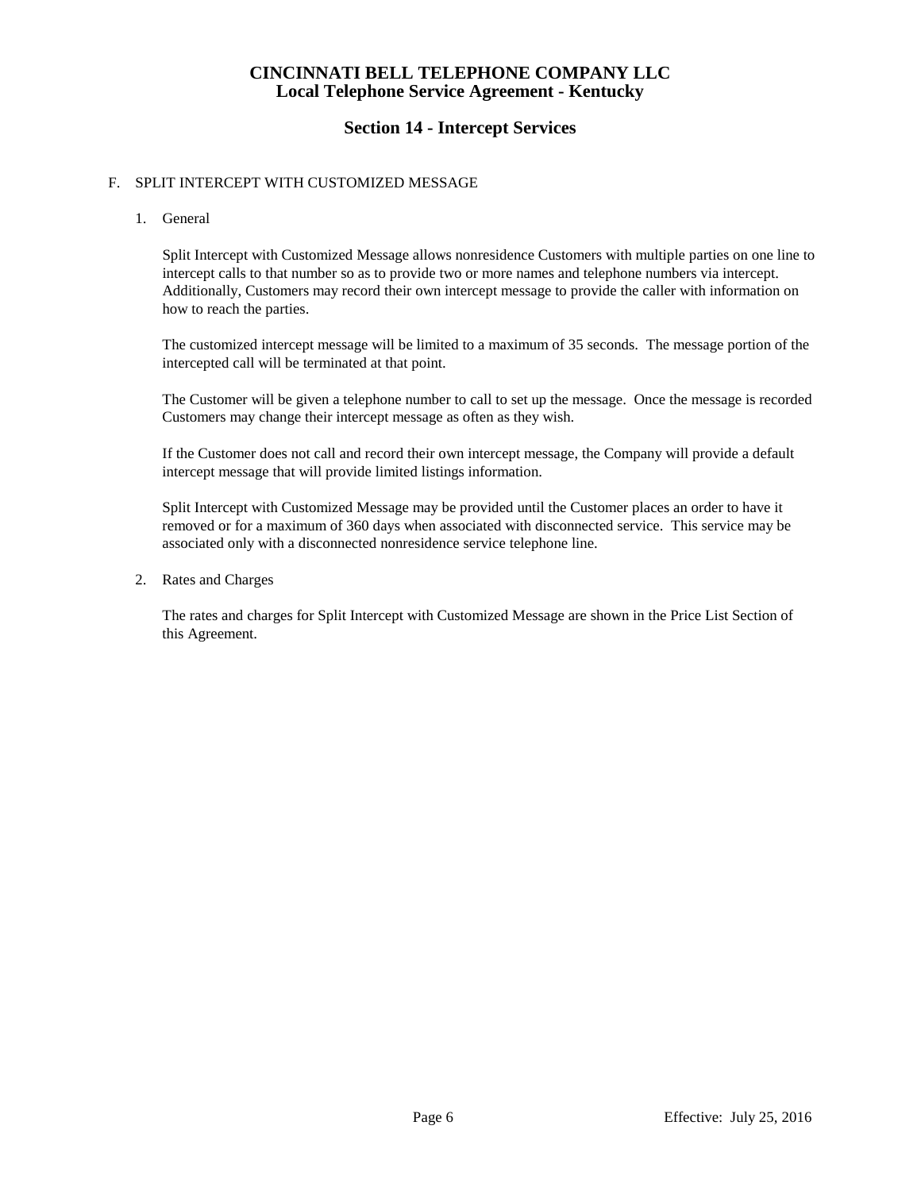# CINCINNATI BELL TELEPHONE COMPANY LLC
## Local Telephone Service Agreement - Kentucky

## Section 14 - Intercept Services

F. SPLIT INTERCEPT WITH CUSTOMIZED MESSAGE

1. General

   Split Intercept with Customized Message allows nonresidence Customers with multiple parties on one line to intercept calls to that number so as to provide two or more names and telephone numbers via intercept. Additionally, Customers may record their own intercept message to provide the caller with information on how to reach the parties.

   The customized intercept message will be limited to a maximum of 35 seconds. The message portion of the intercepted call will be terminated at that point.

   The Customer will be given a telephone number to call to set up the message. Once the message is recorded Customers may change their intercept message as often as they wish.

   If the Customer does not call and record their own intercept message, the Company will provide a default intercept message that will provide limited listings information.

   Split Intercept with Customized Message may be provided until the Customer places an order to have it removed or for a maximum of 360 days when associated with disconnected service. This service may be associated only with a disconnected nonresidence service telephone line.

2. Rates and Charges

   The rates and charges for Split Intercept with Customized Message are shown in the Price List Section of this Agreement.

Effective: July 25, 2016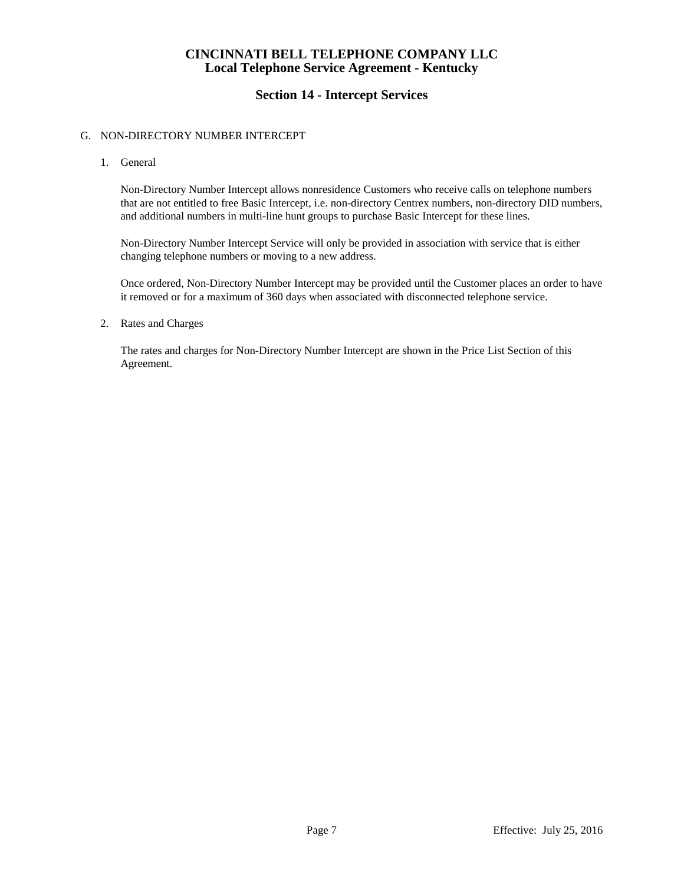# CINCINNATI BELL TELEPHONE COMPANY LLC
## Local Telephone Service Agreement - Kentucky

## Section 14 - Intercept Services

G. NON-DIRECTORY NUMBER INTERCEPT

1. General

   Non-Directory Number Intercept allows nonresidence Customers who receive calls on telephone numbers that are not entitled to free Basic Intercept, i.e. non-directory Centrex numbers, non-directory DID numbers, and additional numbers in multi-line hunt groups to purchase Basic Intercept for these lines.

   Non-Directory Number Intercept Service will only be provided in association with service that is either changing telephone numbers or moving to a new address.

   Once ordered, Non-Directory Number Intercept may be provided until the Customer places an order to have it removed or for a maximum of 360 days when associated with disconnected telephone service.

2. Rates and Charges

   The rates and charges for Non-Directory Number Intercept are shown in the Price List Section of this Agreement.